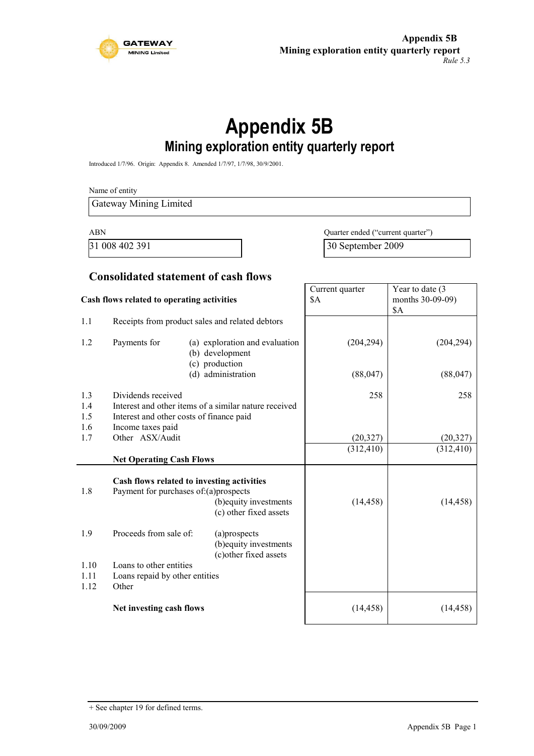# Appendix 5B

## Mining exploration entity quarterly report

Introduced 1/7/96. Origin: Appendix 8. Amended 1/7/97, 1/7/98, 30/9/2001.

Name of entity

| Gateway Mining Limited |
|---|

| ABN | Quarter ended ("current quarter") |
|---|---|
| 31 008 402 391 | 30 September 2009 |

### Consolidated statement of cash flows

| | Cash flows related to operating activities | | Current quarter $A | Year to date (3 months 30-09-09) $A |
|---|---|---|---|---|
| 1.1 | Receipts from product sales and related debtors | | | |
| 1.2 | Payments for | (a) exploration and evaluation | (204,294) | (204,294) |
| | | (b) development | | |
| | | (c) production | | |
| | | (d) administration | (88,047) | (88,047) |
| 1.3 | Dividends received | | 258 | 258 |
| 1.4 | Interest and other items of a similar nature received | | | |
| 1.5 | Interest and other costs of finance paid | | | |
| 1.6 | Income taxes paid | | | |
| 1.7 | Other ASX/Audit | | (20,327) | (20,327) |
| | **Net Operating Cash Flows** | | (312,410) | (312,410) |
| | **Cash flows related to investing activities** | | | |
| 1.8 | Payment for purchases of: | (a)prospects | | |
| | | (b)equity investments | (14,458) | (14,458) |
| | | (c) other fixed assets | | |
| 1.9 | Proceeds from sale of: | (a)prospects | | |
| | | (b)equity investments | | |
| | | (c)other fixed assets | | |
| 1.10 | Loans to other entities | | | |
| 1.11 | Loans repaid by other entities | | | |
| 1.12 | Other | | | |
| | **Net investing cash flows** | | (14,458) | (14,458) |

+ See chapter 19 for defined terms.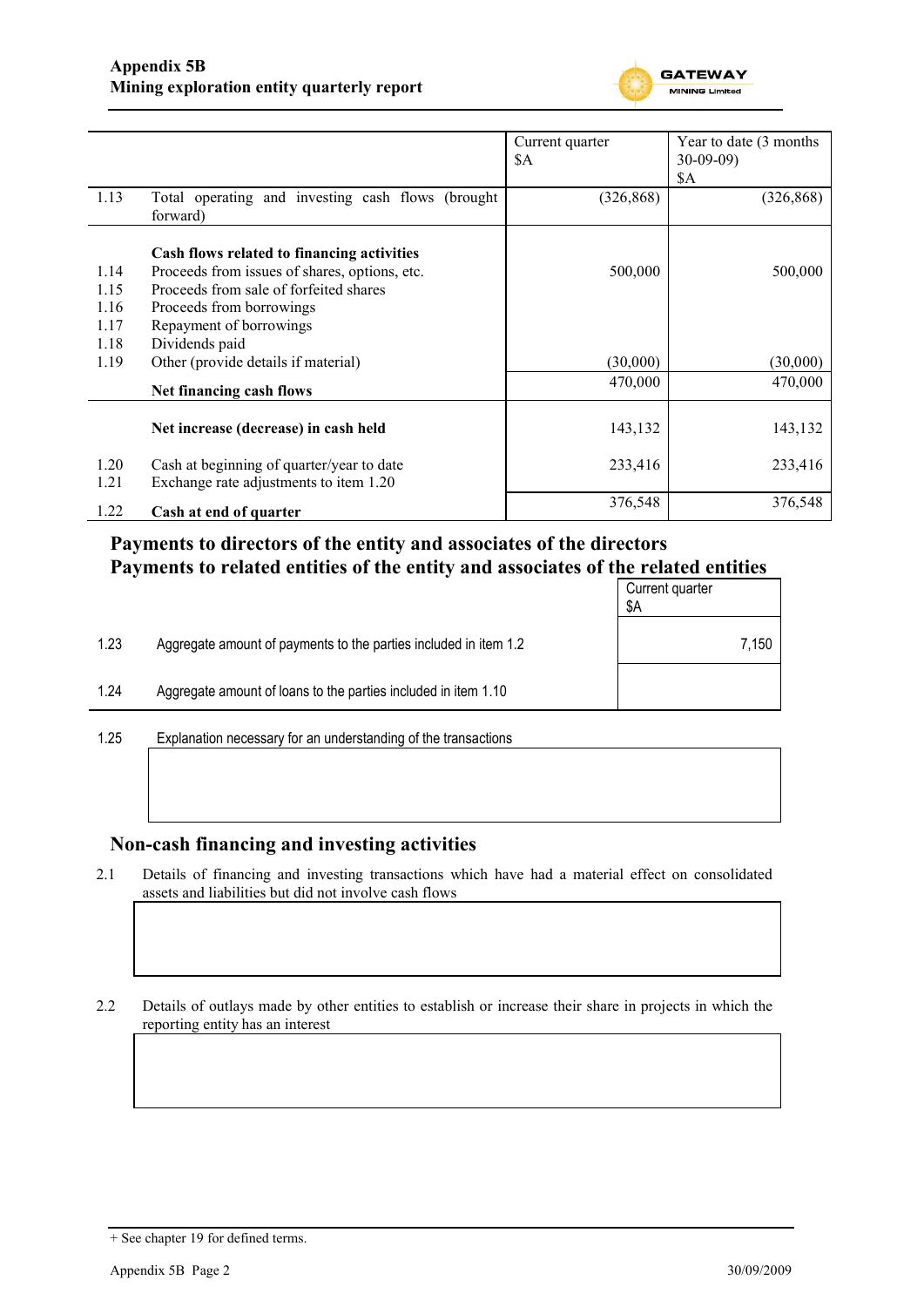| | | Current quarter $A | Year to date (3 months 30-09-09) $A |
|---|---|---|---|
| 1.13 | Total operating and investing cash flows (brought forward) | (326,868) | (326,868) |
| | **Cash flows related to financing activities** | | |
| 1.14 | Proceeds from issues of shares, options, etc. | 500,000 | 500,000 |
| 1.15 | Proceeds from sale of forfeited shares | | |
| 1.16 | Proceeds from borrowings | | |
| 1.17 | Repayment of borrowings | | |
| 1.18 | Dividends paid | | |
| 1.19 | Other (provide details if material) | (30,000) | (30,000) |
| | **Net financing cash flows** | 470,000 | 470,000 |
| | **Net increase (decrease) in cash held** | 143,132 | 143,132 |
| 1.20 | Cash at beginning of quarter/year to date | 233,416 | 233,416 |
| 1.21 | Exchange rate adjustments to item 1.20 | | |
| 1.22 | **Cash at end of quarter** | 376,548 | 376,548 |

## Payments to directors of the entity and associates of the directors
## Payments to related entities of the entity and associates of the related entities

| | | Current quarter $A |
|---|---|---|
| 1.23 | Aggregate amount of payments to the parties included in item 1.2 | 7,150 |
| 1.24 | Aggregate amount of loans to the parties included in item 1.10 | |

1.25 Explanation necessary for an understanding of the transactions

## Non-cash financing and investing activities

2.1 Details of financing and investing transactions which have had a material effect on consolidated assets and liabilities but did not involve cash flows

2.2 Details of outlays made by other entities to establish or increase their share in projects in which the reporting entity has an interest

+ See chapter 19 for defined terms.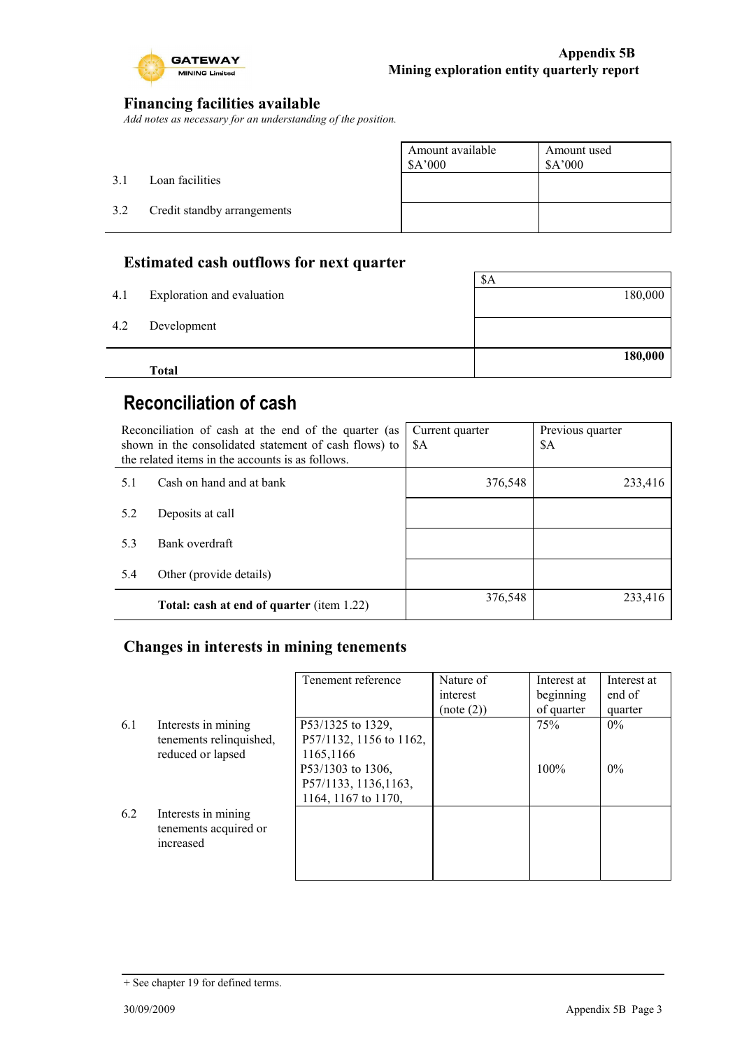## Financing facilities available

*Add notes as necessary for an understanding of the position.*

| | | Amount available $A'000 | Amount used $A'000 |
|---|---|---|---|
| 3.1 | Loan facilities | | |
| 3.2 | Credit standby arrangements | | |

## Estimated cash outflows for next quarter

| | | $A |
|---|---|---|
| 4.1 | Exploration and evaluation | 180,000 |
| 4.2 | Development | |
| | **Total** | **180,000** |

# Reconciliation of cash

| Reconciliation of cash at the end of the quarter (as shown in the consolidated statement of cash flows) to the related items in the accounts is as follows. | | Current quarter $A | Previous quarter $A |
|---|---|---|---|
| 5.1 | Cash on hand and at bank | 376,548 | 233,416 |
| 5.2 | Deposits at call | | |
| 5.3 | Bank overdraft | | |
| 5.4 | Other (provide details) | | |
| | **Total: cash at end of quarter** (item 1.22) | 376,548 | 233,416 |

## Changes in interests in mining tenements

| | | Tenement reference | Nature of interest (note (2)) | Interest at beginning of quarter | Interest at end of quarter |
|---|---|---|---|---|---|
| 6.1 | Interests in mining tenements relinquished, reduced or lapsed | P53/1325 to 1329, P57/1132, 1156 to 1162, 1165,1166 | | 75% | 0% |
| | | P53/1303 to 1306, P57/1133, 1136,1163, 1164, 1167 to 1170, | | 100% | 0% |
| 6.2 | Interests in mining tenements acquired or increased | | | | |

+ See chapter 19 for defined terms.

30/09/2009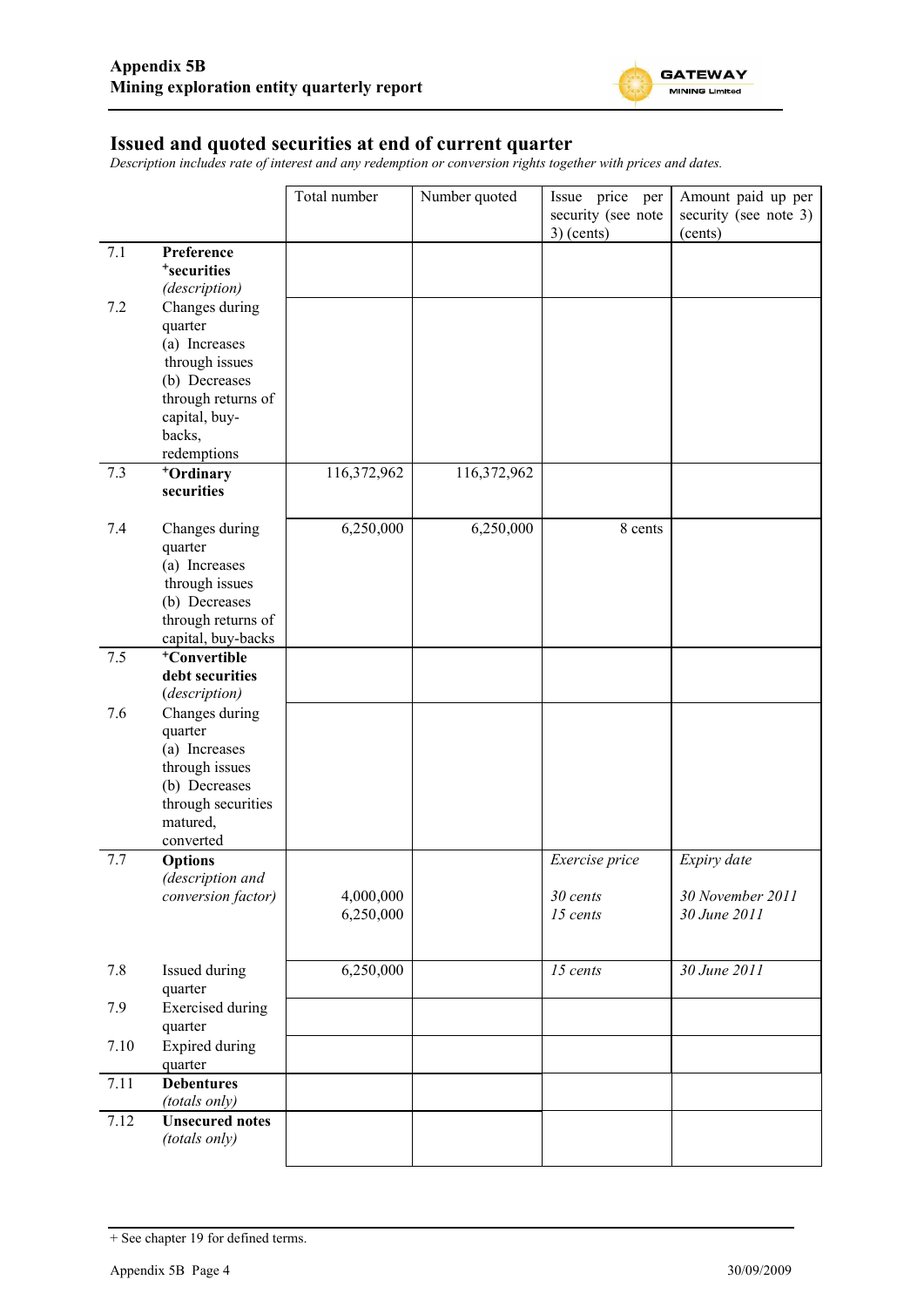## Issued and quoted securities at end of current quarter

*Description includes rate of interest and any redemption or conversion rights together with prices and dates.*

| | | Total number | Number quoted | Issue price per security (see note 3) (cents) | Amount paid up per security (see note 3) (cents) |
|---|---|---|---|---|---|
| 7.1 | **Preference +securities** *(description)* | | | | |
| 7.2 | Changes during quarter (a) Increases through issues (b) Decreases through returns of capital, buy-backs, redemptions | | | | |
| 7.3 | **+Ordinary securities** | 116,372,962 | 116,372,962 | | |
| 7.4 | Changes during quarter (a) Increases through issues (b) Decreases through returns of capital, buy-backs | 6,250,000 | 6,250,000 | 8 cents | |
| 7.5 | **+Convertible debt securities** *(description)* | | | | |
| 7.6 | Changes during quarter (a) Increases through issues (b) Decreases through securities matured, converted | | | | |
| 7.7 | **Options** *(description and conversion factor)* | 4,000,000<br>6,250,000 | | *Exercise price*<br>*30 cents*<br>*15 cents* | *Expiry date*<br>*30 November 2011*<br>*30 June 2011* |
| 7.8 | Issued during quarter | 6,250,000 | | *15 cents* | *30 June 2011* |
| 7.9 | Exercised during quarter | | | | |
| 7.10 | Expired during quarter | | | | |
| 7.11 | **Debentures** *(totals only)* | | | | |
| 7.12 | **Unsecured notes** *(totals only)* | | | | |

+ See chapter 19 for defined terms.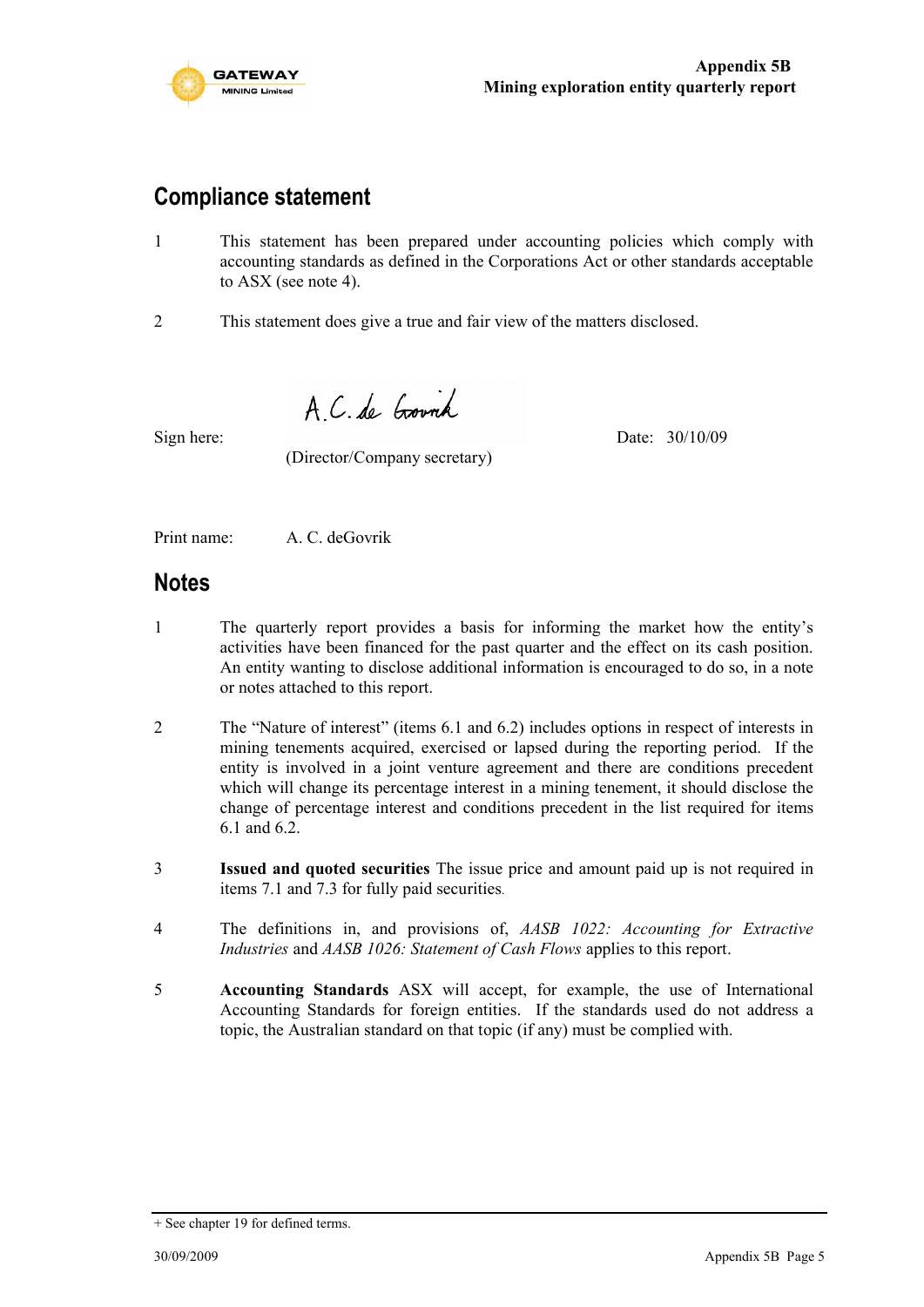## Compliance statement

1. This statement has been prepared under accounting policies which comply with accounting standards as defined in the Corporations Act or other standards acceptable to ASX (see note 4).

2. This statement does give a true and fair view of the matters disclosed.

Sign here: A.C. de Govrik (Director/Company secretary) Date: 30/10/09

Print name: A. C. deGovrik

## Notes

1. The quarterly report provides a basis for informing the market how the entity's activities have been financed for the past quarter and the effect on its cash position. An entity wanting to disclose additional information is encouraged to do so, in a note or notes attached to this report.

2. The "Nature of interest" (items 6.1 and 6.2) includes options in respect of interests in mining tenements acquired, exercised or lapsed during the reporting period. If the entity is involved in a joint venture agreement and there are conditions precedent which will change its percentage interest in a mining tenement, it should disclose the change of percentage interest and conditions precedent in the list required for items 6.1 and 6.2.

3. **Issued and quoted securities** The issue price and amount paid up is not required in items 7.1 and 7.3 for fully paid securities.

4. The definitions in, and provisions of, *AASB 1022: Accounting for Extractive Industries* and *AASB 1026: Statement of Cash Flows* applies to this report.

5. **Accounting Standards** ASX will accept, for example, the use of International Accounting Standards for foreign entities. If the standards used do not address a topic, the Australian standard on that topic (if any) must be complied with.

+ See chapter 19 for defined terms.